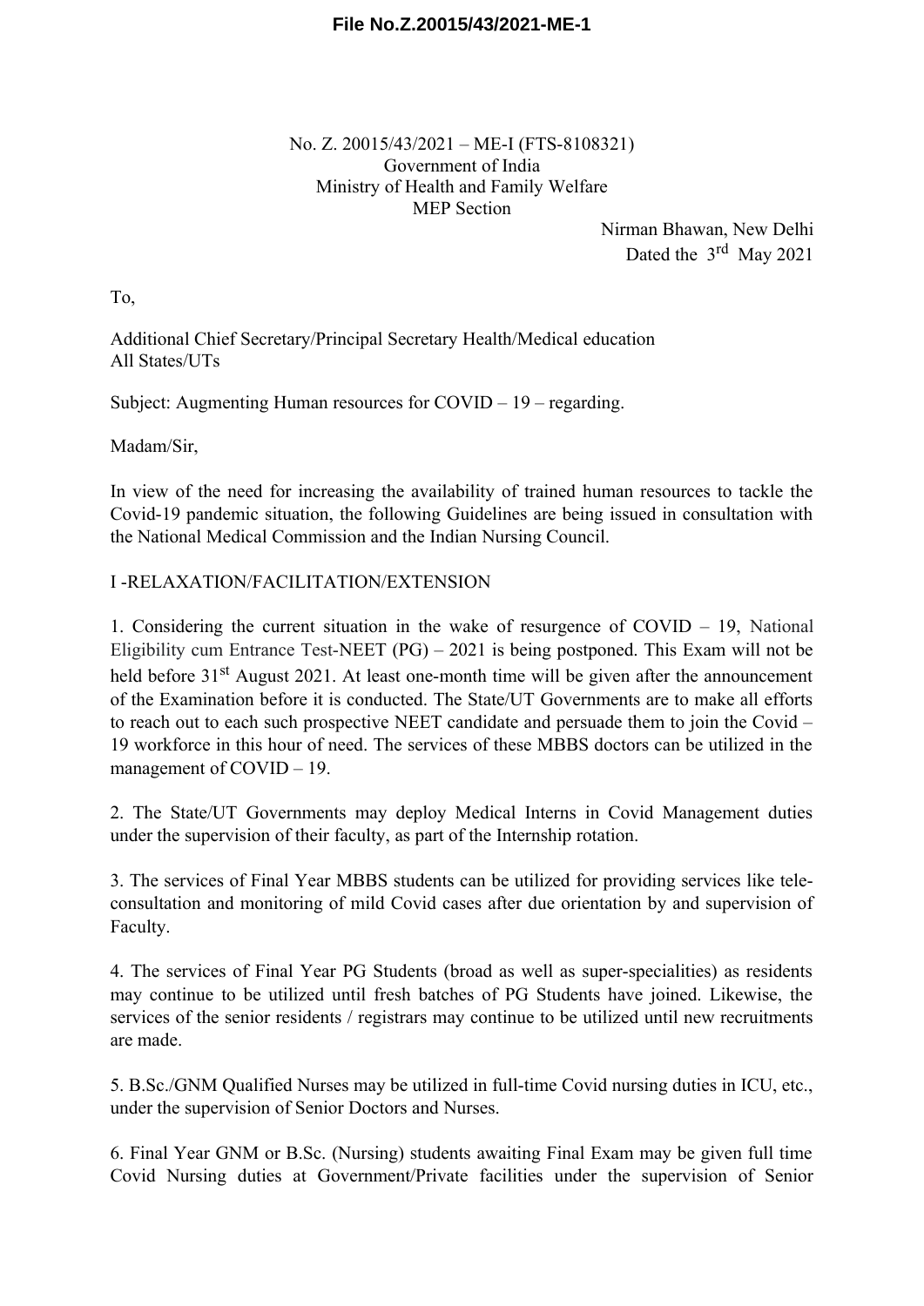No. Z. 20015/43/2021 – ME-I (FTS-8108321)
Government of India
Ministry of Health and Family Welfare
MEP Section

Nirman Bhawan, New Delhi
Dated the 3rd May 2021

To,

Additional Chief Secretary/Principal Secretary Health/Medical education
All States/UTs

Subject: Augmenting Human resources for COVID – 19 – regarding.

Madam/Sir,

In view of the need for increasing the availability of trained human resources to tackle the Covid-19 pandemic situation, the following Guidelines are being issued in consultation with the National Medical Commission and the Indian Nursing Council.

I -RELAXATION/FACILITATION/EXTENSION

1. Considering the current situation in the wake of resurgence of COVID – 19, National Eligibility cum Entrance Test-NEET (PG) – 2021 is being postponed. This Exam will not be held before 31st August 2021. At least one-month time will be given after the announcement of the Examination before it is conducted. The State/UT Governments are to make all efforts to reach out to each such prospective NEET candidate and persuade them to join the Covid – 19 workforce in this hour of need. The services of these MBBS doctors can be utilized in the management of COVID – 19.

2. The State/UT Governments may deploy Medical Interns in Covid Management duties under the supervision of their faculty, as part of the Internship rotation.

3. The services of Final Year MBBS students can be utilized for providing services like tele-consultation and monitoring of mild Covid cases after due orientation by and supervision of Faculty.

4. The services of Final Year PG Students (broad as well as super-specialities) as residents may continue to be utilized until fresh batches of PG Students have joined. Likewise, the services of the senior residents / registrars may continue to be utilized until new recruitments are made.

5. B.Sc./GNM Qualified Nurses may be utilized in full-time Covid nursing duties in ICU, etc., under the supervision of Senior Doctors and Nurses.

6. Final Year GNM or B.Sc. (Nursing) students awaiting Final Exam may be given full time Covid Nursing duties at Government/Private facilities under the supervision of Senior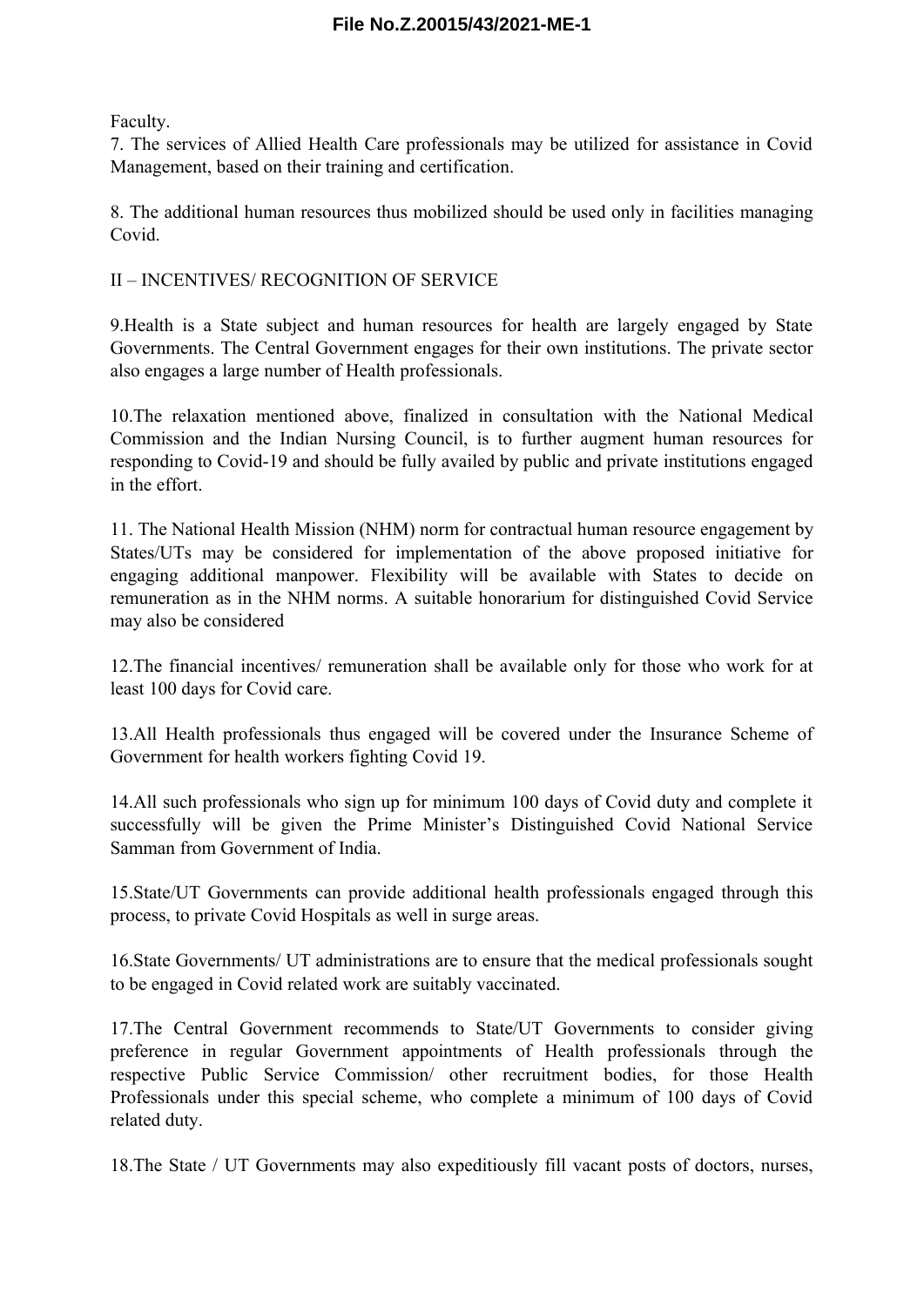Faculty.

7. The services of Allied Health Care professionals may be utilized for assistance in Covid Management, based on their training and certification.

8. The additional human resources thus mobilized should be used only in facilities managing Covid.

II – INCENTIVES/ RECOGNITION OF SERVICE

9.Health is a State subject and human resources for health are largely engaged by State Governments. The Central Government engages for their own institutions. The private sector also engages a large number of Health professionals.

10.The relaxation mentioned above, finalized in consultation with the National Medical Commission and the Indian Nursing Council, is to further augment human resources for responding to Covid-19 and should be fully availed by public and private institutions engaged in the effort.

11. The National Health Mission (NHM) norm for contractual human resource engagement by States/UTs may be considered for implementation of the above proposed initiative for engaging additional manpower. Flexibility will be available with States to decide on remuneration as in the NHM norms. A suitable honorarium for distinguished Covid Service may also be considered

12.The financial incentives/ remuneration shall be available only for those who work for at least 100 days for Covid care.

13.All Health professionals thus engaged will be covered under the Insurance Scheme of Government for health workers fighting Covid 19.

14.All such professionals who sign up for minimum 100 days of Covid duty and complete it successfully will be given the Prime Minister's Distinguished Covid National Service Samman from Government of India.

15.State/UT Governments can provide additional health professionals engaged through this process, to private Covid Hospitals as well in surge areas.

16.State Governments/ UT administrations are to ensure that the medical professionals sought to be engaged in Covid related work are suitably vaccinated.

17.The Central Government recommends to State/UT Governments to consider giving preference in regular Government appointments of Health professionals through the respective Public Service Commission/ other recruitment bodies, for those Health Professionals under this special scheme, who complete a minimum of 100 days of Covid related duty.

18.The State / UT Governments may also expeditiously fill vacant posts of doctors, nurses,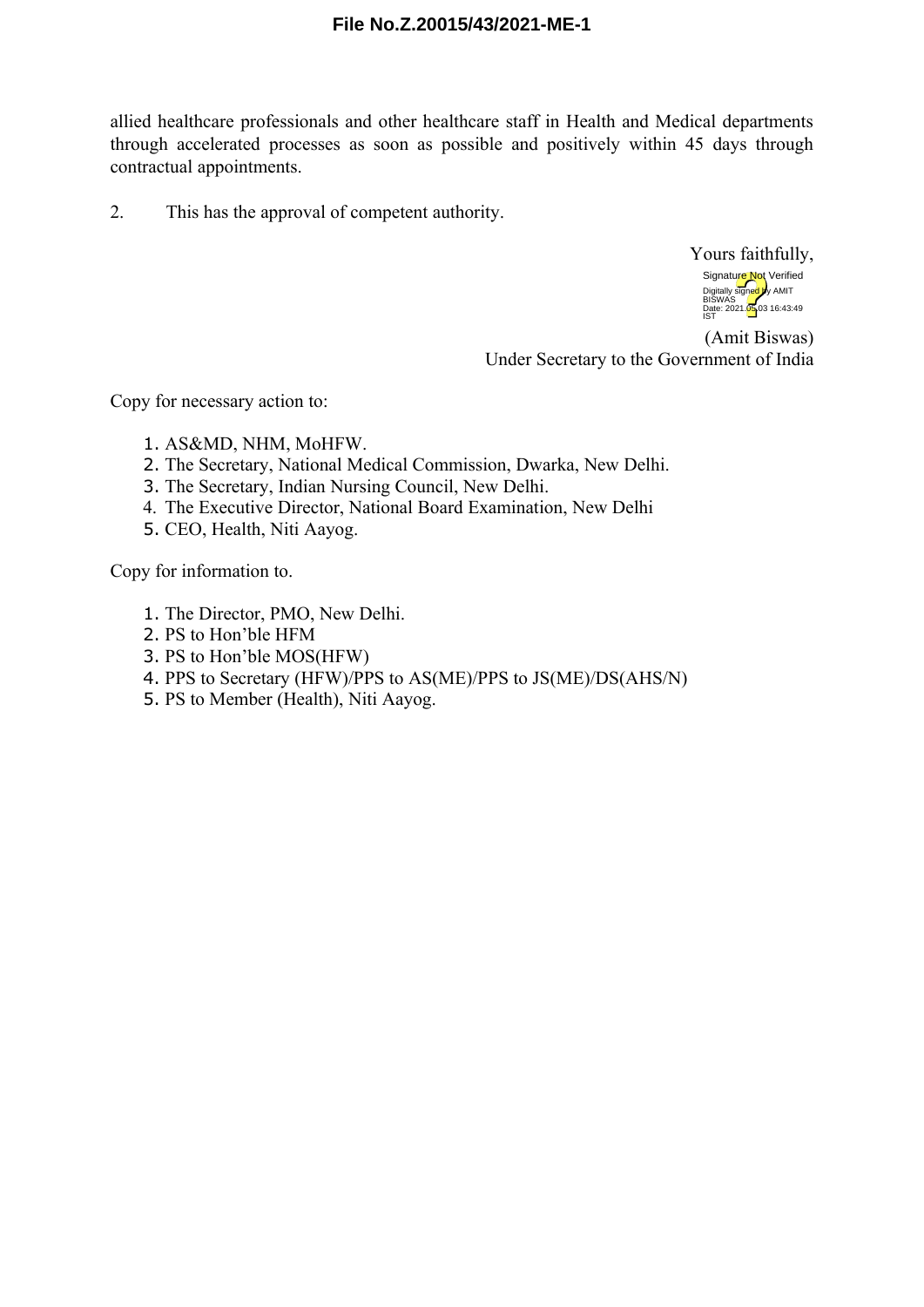allied healthcare professionals and other healthcare staff in Health and Medical departments through accelerated processes as soon as possible and positively within 45 days through contractual appointments.

2. This has the approval of competent authority.

Yours faithfully,

Signature Not Verified
Digitally signed by AMIT BISWAS
Date: 2021.05.03 16:43:49 IST

(Amit Biswas)
Under Secretary to the Government of India

Copy for necessary action to:

1. AS&MD, NHM, MoHFW.
2. The Secretary, National Medical Commission, Dwarka, New Delhi.
3. The Secretary, Indian Nursing Council, New Delhi.
4. The Executive Director, National Board Examination, New Delhi
5. CEO, Health, Niti Aayog.

Copy for information to.

1. The Director, PMO, New Delhi.
2. PS to Hon'ble HFM
3. PS to Hon'ble MOS(HFW)
4. PPS to Secretary (HFW)/PPS to AS(ME)/PPS to JS(ME)/DS(AHS/N)
5. PS to Member (Health), Niti Aayog.